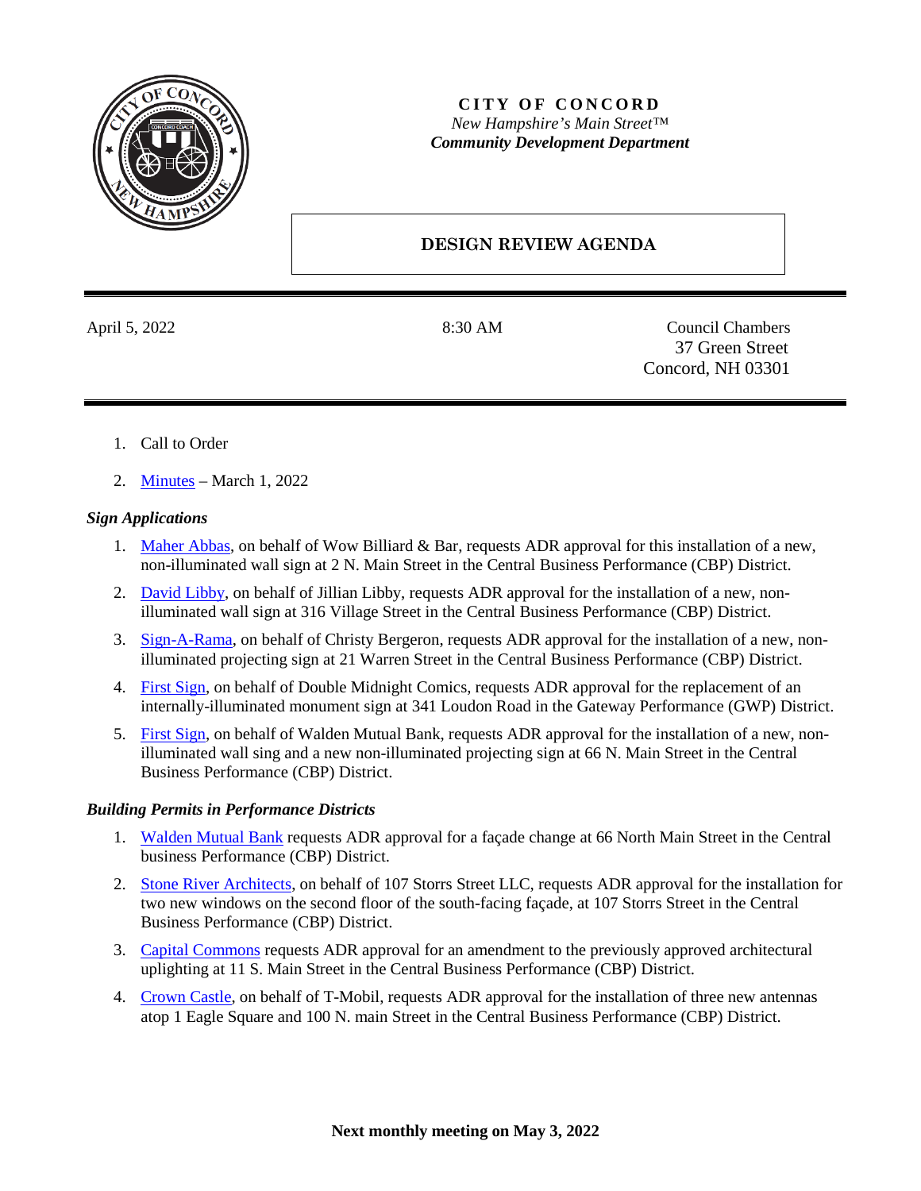**CITY OF CONCORD**
*New Hampshire's Main Street™*
***Community Development Department***

# DESIGN REVIEW AGENDA

April 5, 2022 | 8:30 AM | Council Chambers, 37 Green Street, Concord, NH 03301

1. Call to Order
2. Minutes – March 1, 2022

### *Sign Applications*

1. Maher Abbas, on behalf of Wow Billiard & Bar, requests ADR approval for this installation of a new, non-illuminated wall sign at 2 N. Main Street in the Central Business Performance (CBP) District.
2. David Libby, on behalf of Jillian Libby, requests ADR approval for the installation of a new, non-illuminated wall sign at 316 Village Street in the Central Business Performance (CBP) District.
3. Sign-A-Rama, on behalf of Christy Bergeron, requests ADR approval for the installation of a new, non-illuminated projecting sign at 21 Warren Street in the Central Business Performance (CBP) District.
4. First Sign, on behalf of Double Midnight Comics, requests ADR approval for the replacement of an internally-illuminated monument sign at 341 Loudon Road in the Gateway Performance (GWP) District.
5. First Sign, on behalf of Walden Mutual Bank, requests ADR approval for the installation of a new, non-illuminated wall sing and a new non-illuminated projecting sign at 66 N. Main Street in the Central Business Performance (CBP) District.

### *Building Permits in Performance Districts*

1. Walden Mutual Bank requests ADR approval for a façade change at 66 North Main Street in the Central business Performance (CBP) District.
2. Stone River Architects, on behalf of 107 Storrs Street LLC, requests ADR approval for the installation for two new windows on the second floor of the south-facing façade, at 107 Storrs Street in the Central Business Performance (CBP) District.
3. Capital Commons requests ADR approval for an amendment to the previously approved architectural uplighting at 11 S. Main Street in the Central Business Performance (CBP) District.
4. Crown Castle, on behalf of T-Mobil, requests ADR approval for the installation of three new antennas atop 1 Eagle Square and 100 N. main Street in the Central Business Performance (CBP) District.

**Next monthly meeting on May 3, 2022**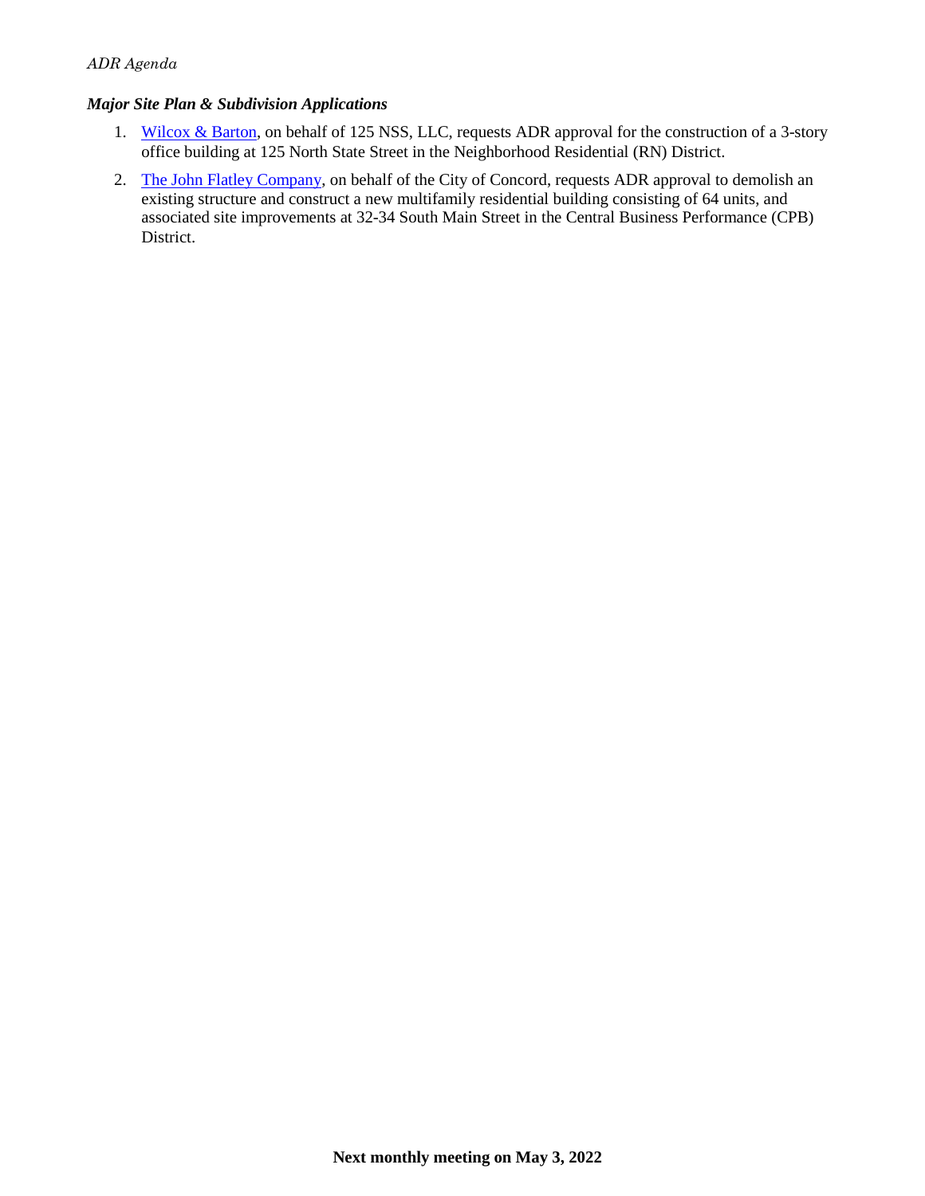### *Major Site Plan & Subdivision Applications*

1. Wilcox & Barton, on behalf of 125 NSS, LLC, requests ADR approval for the construction of a 3-story office building at 125 North State Street in the Neighborhood Residential (RN) District.
2. The John Flatley Company, on behalf of the City of Concord, requests ADR approval to demolish an existing structure and construct a new multifamily residential building consisting of 64 units, and associated site improvements at 32-34 South Main Street in the Central Business Performance (CPB) District.

**Next monthly meeting on May 3, 2022**